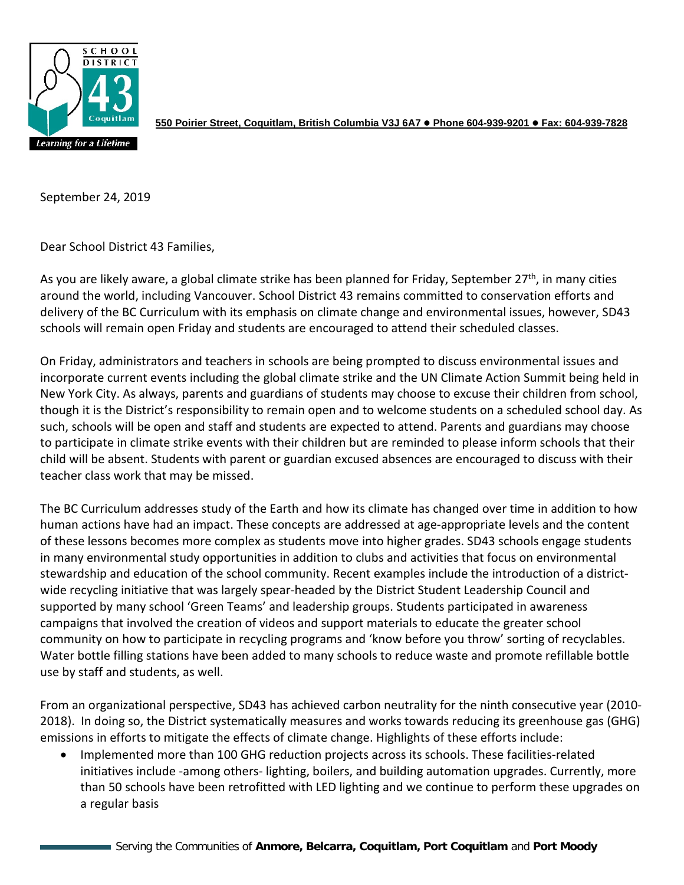550 Poirier Street, Coquitlam, British Columbia V3J 6A7 ● Phone 604-939-9201 ● Fax: 604-939-7828

September 24, 2019

Dear School District 43 Families,

As you are likely aware, a global climate strike has been planned for Friday, September 27th, in many cities around the world, including Vancouver. School District 43 remains committed to conservation efforts and delivery of the BC Curriculum with its emphasis on climate change and environmental issues, however, SD43 schools will remain open Friday and students are encouraged to attend their scheduled classes.

On Friday, administrators and teachers in schools are being prompted to discuss environmental issues and incorporate current events including the global climate strike and the UN Climate Action Summit being held in New York City. As always, parents and guardians of students may choose to excuse their children from school, though it is the District's responsibility to remain open and to welcome students on a scheduled school day. As such, schools will be open and staff and students are expected to attend. Parents and guardians may choose to participate in climate strike events with their children but are reminded to please inform schools that their child will be absent. Students with parent or guardian excused absences are encouraged to discuss with their teacher class work that may be missed.

The BC Curriculum addresses study of the Earth and how its climate has changed over time in addition to how human actions have had an impact. These concepts are addressed at age-appropriate levels and the content of these lessons becomes more complex as students move into higher grades. SD43 schools engage students in many environmental study opportunities in addition to clubs and activities that focus on environmental stewardship and education of the school community. Recent examples include the introduction of a district-wide recycling initiative that was largely spear-headed by the District Student Leadership Council and supported by many school 'Green Teams' and leadership groups. Students participated in awareness campaigns that involved the creation of videos and support materials to educate the greater school community on how to participate in recycling programs and 'know before you throw' sorting of recyclables. Water bottle filling stations have been added to many schools to reduce waste and promote refillable bottle use by staff and students, as well.

From an organizational perspective, SD43 has achieved carbon neutrality for the ninth consecutive year (2010-2018). In doing so, the District systematically measures and works towards reducing its greenhouse gas (GHG) emissions in efforts to mitigate the effects of climate change. Highlights of these efforts include:

- Implemented more than 100 GHG reduction projects across its schools. These facilities-related initiatives include -among others- lighting, boilers, and building automation upgrades. Currently, more than 50 schools have been retrofitted with LED lighting and we continue to perform these upgrades on a regular basis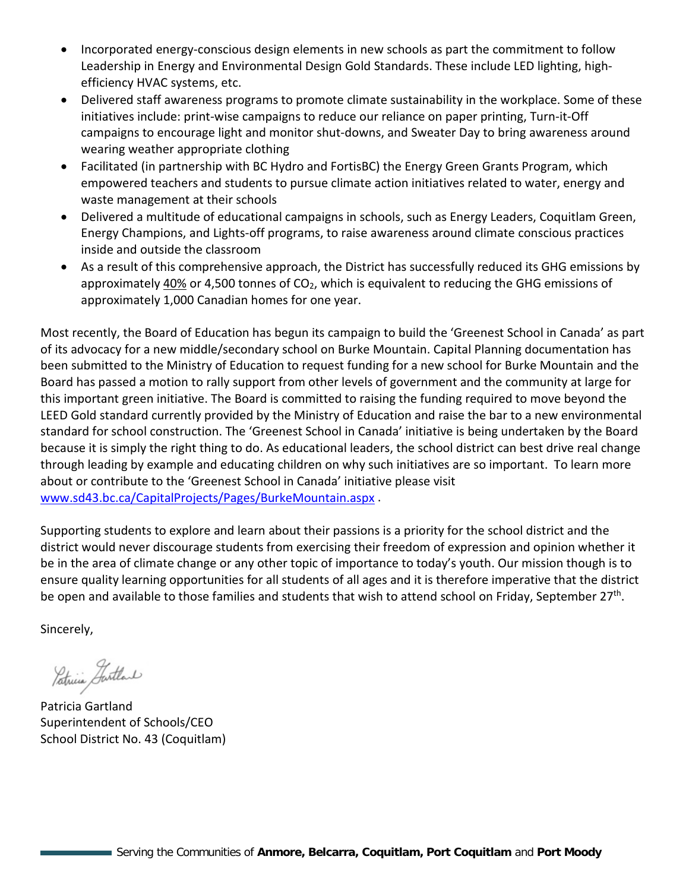- Incorporated energy-conscious design elements in new schools as part the commitment to follow Leadership in Energy and Environmental Design Gold Standards. These include LED lighting, high-efficiency HVAC systems, etc.
- Delivered staff awareness programs to promote climate sustainability in the workplace. Some of these initiatives include: print-wise campaigns to reduce our reliance on paper printing, Turn-it-Off campaigns to encourage light and monitor shut-downs, and Sweater Day to bring awareness around wearing weather appropriate clothing
- Facilitated (in partnership with BC Hydro and FortisBC) the Energy Green Grants Program, which empowered teachers and students to pursue climate action initiatives related to water, energy and waste management at their schools
- Delivered a multitude of educational campaigns in schools, such as Energy Leaders, Coquitlam Green, Energy Champions, and Lights-off programs, to raise awareness around climate conscious practices inside and outside the classroom
- As a result of this comprehensive approach, the District has successfully reduced its GHG emissions by approximately 40% or 4,500 tonnes of $CO_2$, which is equivalent to reducing the GHG emissions of approximately 1,000 Canadian homes for one year.

Most recently, the Board of Education has begun its campaign to build the 'Greenest School in Canada' as part of its advocacy for a new middle/secondary school on Burke Mountain. Capital Planning documentation has been submitted to the Ministry of Education to request funding for a new school for Burke Mountain and the Board has passed a motion to rally support from other levels of government and the community at large for this important green initiative. The Board is committed to raising the funding required to move beyond the LEED Gold standard currently provided by the Ministry of Education and raise the bar to a new environmental standard for school construction. The 'Greenest School in Canada' initiative is being undertaken by the Board because it is simply the right thing to do. As educational leaders, the school district can best drive real change through leading by example and educating children on why such initiatives are so important. To learn more about or contribute to the 'Greenest School in Canada' initiative please visit www.sd43.bc.ca/CapitalProjects/Pages/BurkeMountain.aspx .

Supporting students to explore and learn about their passions is a priority for the school district and the district would never discourage students from exercising their freedom of expression and opinion whether it be in the area of climate change or any other topic of importance to today's youth. Our mission though is to ensure quality learning opportunities for all students of all ages and it is therefore imperative that the district be open and available to those families and students that wish to attend school on Friday, September 27th.

Sincerely,

Patricia Gartland

Patricia Gartland
Superintendent of Schools/CEO
School District No. 43 (Coquitlam)

Serving the Communities of **Anmore, Belcarra, Coquitlam, Port Coquitlam** and **Port Moody**